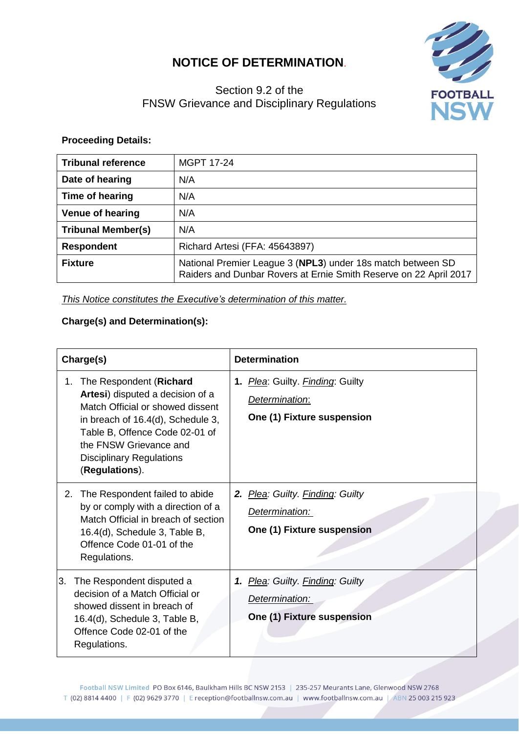# NOTICE OF DETERMINATION.

Section 9.2 of the
FNSW Grievance and Disciplinary Regulations

**Proceeding Details:**

| **Tribunal reference** | MGPT 17-24 |
|---|---|
| **Date of hearing** | N/A |
| **Time of hearing** | N/A |
| **Venue of hearing** | N/A |
| **Tribunal Member(s)** | N/A |
| **Respondent** | Richard Artesi (FFA: 45643897) |
| **Fixture** | National Premier League 3 (**NPL3**) under 18s match between SD Raiders and Dunbar Rovers at Ernie Smith Reserve on 22 April 2017 |

*This Notice constitutes the Executive's determination of this matter.*

**Charge(s) and Determination(s):**

| **Charge(s)** | **Determination** |
|---|---|
| 1. The Respondent (**Richard Artesi**) disputed a decision of a Match Official or showed dissent in breach of 16.4(d), Schedule 3, Table B, Offence Code 02-01 of the FNSW Grievance and Disciplinary Regulations (**Regulations**). | **1.** *Plea*: Guilty. *Finding*: Guilty<br>*Determination*:<br>**One (1) Fixture suspension** |
| 2. The Respondent failed to abide by or comply with a direction of a Match Official in breach of section 16.4(d), Schedule 3, Table B, Offence Code 01-01 of the Regulations. | ***2.*** *Plea: Guilty. Finding: Guilty*<br>*Determination:*<br>**One (1) Fixture suspension** |
| 3. The Respondent disputed a decision of a Match Official or showed dissent in breach of 16.4(d), Schedule 3, Table B, Offence Code 02-01 of the Regulations. | ***1.*** *Plea: Guilty. Finding: Guilty*<br>*Determination:*<br>**One (1) Fixture suspension** |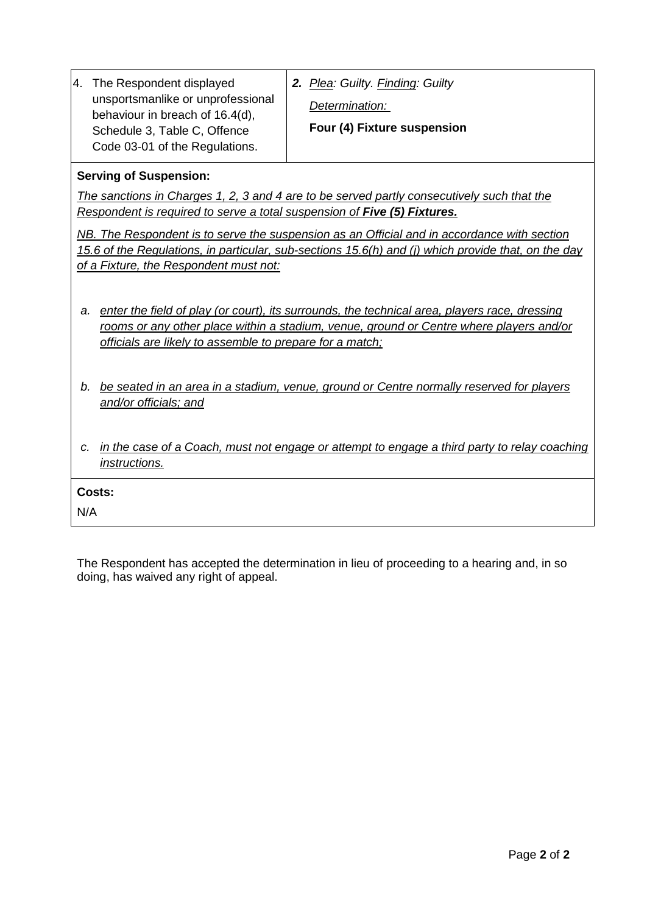| | |
|---|---|
| 4. The Respondent displayed unsportsmanlike or unprofessional behaviour in breach of 16.4(d), Schedule 3, Table C, Offence Code 03-01 of the Regulations. | ***2.*** *Plea: Guilty. Finding: Guilty*<br>*Determination:*<br>**Four (4) Fixture suspension** |

**Serving of Suspension:**

*The sanctions in Charges 1, 2, 3 and 4 are to be served partly consecutively such that the Respondent is required to serve a total suspension of **Five (5) Fixtures.***

*NB. The Respondent is to serve the suspension as an Official and in accordance with section 15.6 of the Regulations, in particular, sub-sections 15.6(h) and (j) which provide that, on the day of a Fixture, the Respondent must not:*

a. *enter the field of play (or court), its surrounds, the technical area, players race, dressing rooms or any other place within a stadium, venue, ground or Centre where players and/or officials are likely to assemble to prepare for a match;*

b. *be seated in an area in a stadium, venue, ground or Centre normally reserved for players and/or officials; and*

c. *in the case of a Coach, must not engage or attempt to engage a third party to relay coaching instructions.*

**Costs:**

N/A

The Respondent has accepted the determination in lieu of proceeding to a hearing and, in so doing, has waived any right of appeal.